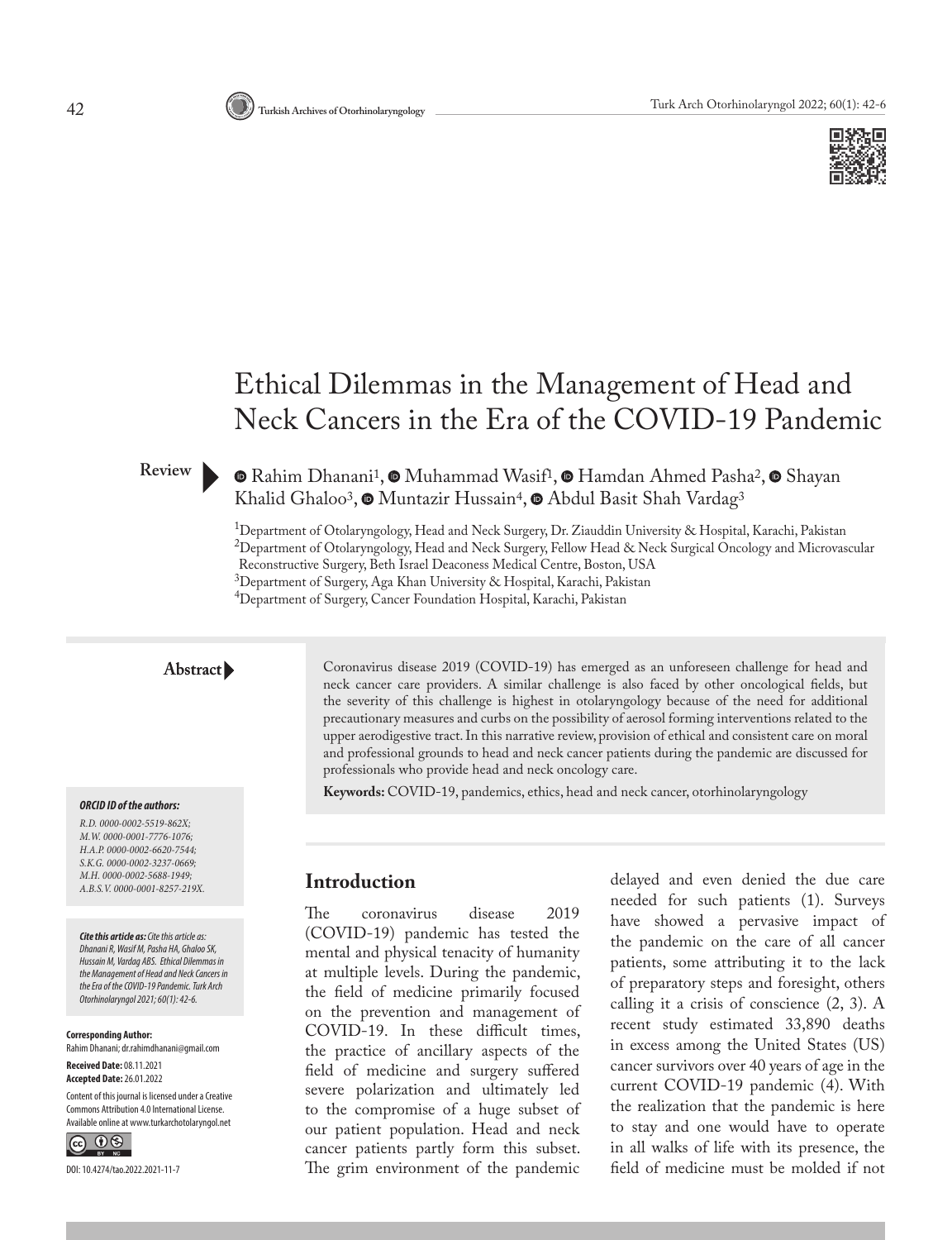# Ethical Dilemmas in the Management of Head and Neck Cancers in the Era of the COVID-19 Pandemic

**Review**

Rahim Dhanani[1], Muhammad Wasif[1], Hamdan Ahmed Pasha[2], Shayan Khalid Ghaloo[3], Muntazir Hussain[4], Abdul Basit Shah Vardag[3]

[1]Department of Otolaryngology, Head and Neck Surgery, Dr. Ziauddin University & Hospital, Karachi, Pakistan
[2]Department of Otolaryngology, Head and Neck Surgery, Fellow Head & Neck Surgical Oncology and Microvascular Reconstructive Surgery, Beth Israel Deaconess Medical Centre, Boston, USA
[3]Department of Surgery, Aga Khan University & Hospital, Karachi, Pakistan
[4]Department of Surgery, Cancer Foundation Hospital, Karachi, Pakistan

**Abstract**

Coronavirus disease 2019 (COVID-19) has emerged as an unforeseen challenge for head and neck cancer care providers. A similar challenge is also faced by other oncological fields, but the severity of this challenge is highest in otolaryngology because of the need for additional precautionary measures and curbs on the possibility of aerosol forming interventions related to the upper aerodigestive tract. In this narrative review, provision of ethical and consistent care on moral and professional grounds to head and neck cancer patients during the pandemic are discussed for professionals who provide head and neck oncology care.

**Keywords:** COVID-19, pandemics, ethics, head and neck cancer, otorhinolaryngology

***ORCID ID of the authors:***

*R.D. 0000-0002-5519-862X;*
*M.W. 0000-0001-7776-1076;*
*H.A.P. 0000-0002-6620-7544;*
*S.K.G. 0000-0002-3237-0669;*
*M.H. 0000-0002-5688-1949;*
*A.B.S.V. 0000-0001-8257-219X.*

***Cite this article as:*** *Cite this article as: Dhanani R, Wasif M, Pasha HA, Ghaloo SK, Hussain M, Vardag ABS. Ethical Dilemmas in the Management of Head and Neck Cancers in the Era of the COVID-19 Pandemic. Turk Arch Otorhinolaryngol 2021; 60(1): 42-6.*

**Corresponding Author:**
Rahim Dhanani; dr.rahimdhanani@gmail.com

**Received Date:** 08.11.2021
**Accepted Date:** 26.01.2022

Content of this journal is licensed under a Creative Commons Attribution 4.0 International License. Available online at www.turkarchotolaryngol.net

DOI: 10.4274/tao.2022.2021-11-7

## Introduction

The coronavirus disease 2019 (COVID-19) pandemic has tested the mental and physical tenacity of humanity at multiple levels. During the pandemic, the field of medicine primarily focused on the prevention and management of COVID-19. In these difficult times, the practice of ancillary aspects of the field of medicine and surgery suffered severe polarization and ultimately led to the compromise of a huge subset of our patient population. Head and neck cancer patients partly form this subset. The grim environment of the pandemic delayed and even denied the due care needed for such patients (1). Surveys have showed a pervasive impact of the pandemic on the care of all cancer patients, some attributing it to the lack of preparatory steps and foresight, others calling it a crisis of conscience (2, 3). A recent study estimated 33,890 deaths in excess among the United States (US) cancer survivors over 40 years of age in the current COVID-19 pandemic (4). With the realization that the pandemic is here to stay and one would have to operate in all walks of life with its presence, the field of medicine must be molded if not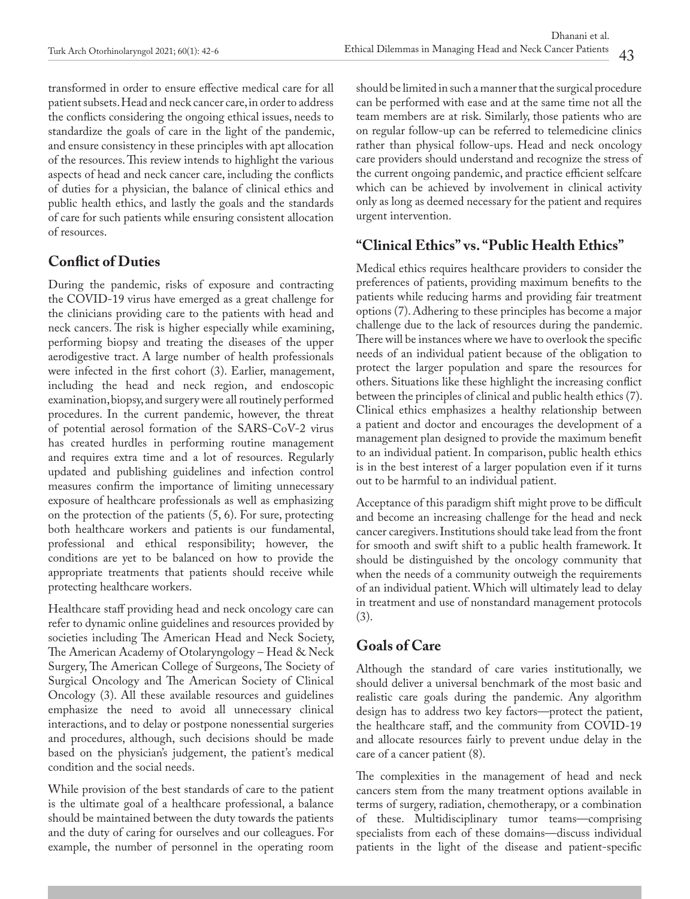transformed in order to ensure effective medical care for all patient subsets. Head and neck cancer care, in order to address the conflicts considering the ongoing ethical issues, needs to standardize the goals of care in the light of the pandemic, and ensure consistency in these principles with apt allocation of the resources. This review intends to highlight the various aspects of head and neck cancer care, including the conflicts of duties for a physician, the balance of clinical ethics and public health ethics, and lastly the goals and the standards of care for such patients while ensuring consistent allocation of resources.

## Conflict of Duties

During the pandemic, risks of exposure and contracting the COVID-19 virus have emerged as a great challenge for the clinicians providing care to the patients with head and neck cancers. The risk is higher especially while examining, performing biopsy and treating the diseases of the upper aerodigestive tract. A large number of health professionals were infected in the first cohort (3). Earlier, management, including the head and neck region, and endoscopic examination, biopsy, and surgery were all routinely performed procedures. In the current pandemic, however, the threat of potential aerosol formation of the SARS-CoV-2 virus has created hurdles in performing routine management and requires extra time and a lot of resources. Regularly updated and publishing guidelines and infection control measures confirm the importance of limiting unnecessary exposure of healthcare professionals as well as emphasizing on the protection of the patients (5, 6). For sure, protecting both healthcare workers and patients is our fundamental, professional and ethical responsibility; however, the conditions are yet to be balanced on how to provide the appropriate treatments that patients should receive while protecting healthcare workers.

Healthcare staff providing head and neck oncology care can refer to dynamic online guidelines and resources provided by societies including The American Head and Neck Society, The American Academy of Otolaryngology – Head & Neck Surgery, The American College of Surgeons, The Society of Surgical Oncology and The American Society of Clinical Oncology (3). All these available resources and guidelines emphasize the need to avoid all unnecessary clinical interactions, and to delay or postpone nonessential surgeries and procedures, although, such decisions should be made based on the physician's judgement, the patient's medical condition and the social needs.

While provision of the best standards of care to the patient is the ultimate goal of a healthcare professional, a balance should be maintained between the duty towards the patients and the duty of caring for ourselves and our colleagues. For example, the number of personnel in the operating room should be limited in such a manner that the surgical procedure can be performed with ease and at the same time not all the team members are at risk. Similarly, those patients who are on regular follow-up can be referred to telemedicine clinics rather than physical follow-ups. Head and neck oncology care providers should understand and recognize the stress of the current ongoing pandemic, and practice efficient selfcare which can be achieved by involvement in clinical activity only as long as deemed necessary for the patient and requires urgent intervention.

## "Clinical Ethics" vs. "Public Health Ethics"

Medical ethics requires healthcare providers to consider the preferences of patients, providing maximum benefits to the patients while reducing harms and providing fair treatment options (7). Adhering to these principles has become a major challenge due to the lack of resources during the pandemic. There will be instances where we have to overlook the specific needs of an individual patient because of the obligation to protect the larger population and spare the resources for others. Situations like these highlight the increasing conflict between the principles of clinical and public health ethics (7). Clinical ethics emphasizes a healthy relationship between a patient and doctor and encourages the development of a management plan designed to provide the maximum benefit to an individual patient. In comparison, public health ethics is in the best interest of a larger population even if it turns out to be harmful to an individual patient.

Acceptance of this paradigm shift might prove to be difficult and become an increasing challenge for the head and neck cancer caregivers. Institutions should take lead from the front for smooth and swift shift to a public health framework. It should be distinguished by the oncology community that when the needs of a community outweigh the requirements of an individual patient. Which will ultimately lead to delay in treatment and use of nonstandard management protocols (3).

## Goals of Care

Although the standard of care varies institutionally, we should deliver a universal benchmark of the most basic and realistic care goals during the pandemic. Any algorithm design has to address two key factors—protect the patient, the healthcare staff, and the community from COVID-19 and allocate resources fairly to prevent undue delay in the care of a cancer patient (8).

The complexities in the management of head and neck cancers stem from the many treatment options available in terms of surgery, radiation, chemotherapy, or a combination of these. Multidisciplinary tumor teams—comprising specialists from each of these domains—discuss individual patients in the light of the disease and patient-specific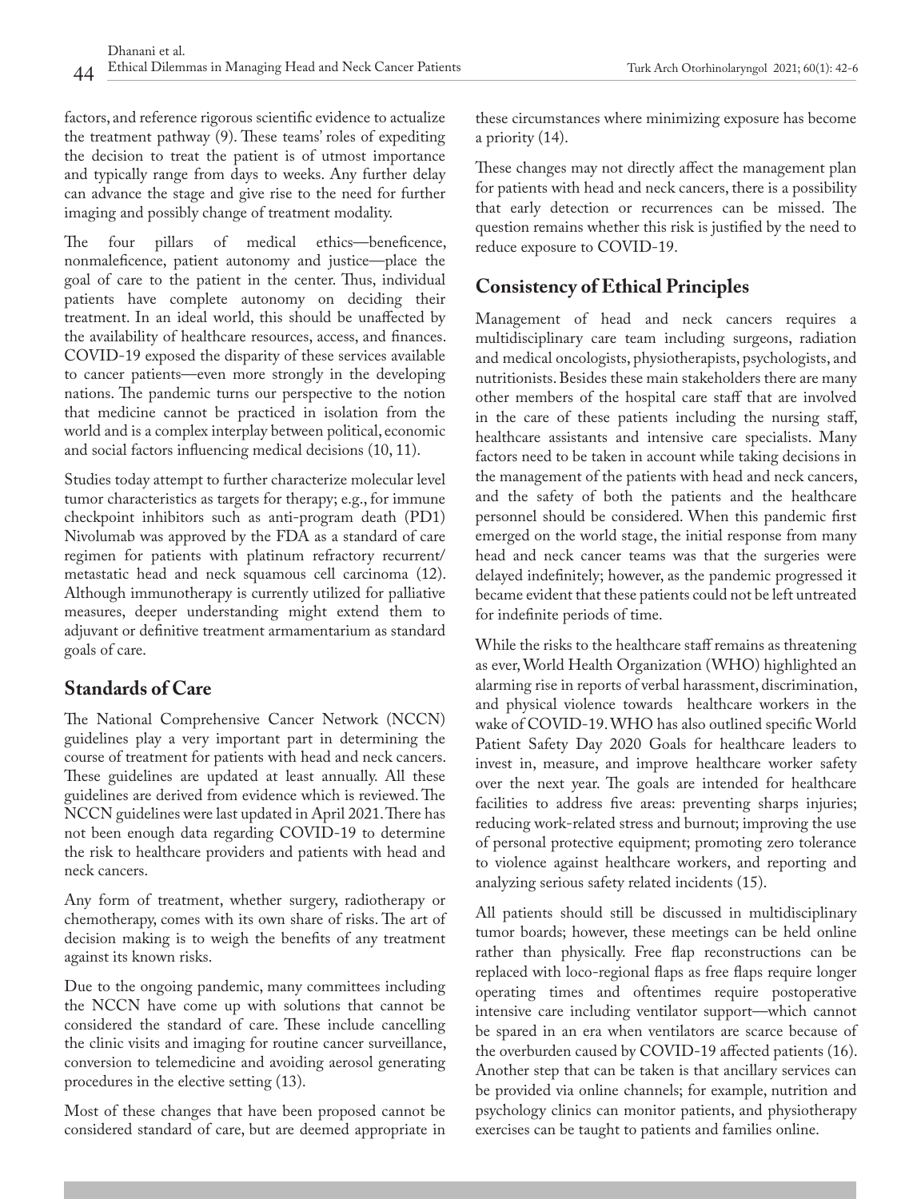factors, and reference rigorous scientific evidence to actualize the treatment pathway (9). These teams' roles of expediting the decision to treat the patient is of utmost importance and typically range from days to weeks. Any further delay can advance the stage and give rise to the need for further imaging and possibly change of treatment modality.

The four pillars of medical ethics—beneficence, nonmaleficence, patient autonomy and justice—place the goal of care to the patient in the center. Thus, individual patients have complete autonomy on deciding their treatment. In an ideal world, this should be unaffected by the availability of healthcare resources, access, and finances. COVID-19 exposed the disparity of these services available to cancer patients—even more strongly in the developing nations. The pandemic turns our perspective to the notion that medicine cannot be practiced in isolation from the world and is a complex interplay between political, economic and social factors influencing medical decisions (10, 11).

Studies today attempt to further characterize molecular level tumor characteristics as targets for therapy; e.g., for immune checkpoint inhibitors such as anti-program death (PD1) Nivolumab was approved by the FDA as a standard of care regimen for patients with platinum refractory recurrent/metastatic head and neck squamous cell carcinoma (12). Although immunotherapy is currently utilized for palliative measures, deeper understanding might extend them to adjuvant or definitive treatment armamentarium as standard goals of care.

## Standards of Care

The National Comprehensive Cancer Network (NCCN) guidelines play a very important part in determining the course of treatment for patients with head and neck cancers. These guidelines are updated at least annually. All these guidelines are derived from evidence which is reviewed. The NCCN guidelines were last updated in April 2021. There has not been enough data regarding COVID-19 to determine the risk to healthcare providers and patients with head and neck cancers.

Any form of treatment, whether surgery, radiotherapy or chemotherapy, comes with its own share of risks. The art of decision making is to weigh the benefits of any treatment against its known risks.

Due to the ongoing pandemic, many committees including the NCCN have come up with solutions that cannot be considered the standard of care. These include cancelling the clinic visits and imaging for routine cancer surveillance, conversion to telemedicine and avoiding aerosol generating procedures in the elective setting (13).

Most of these changes that have been proposed cannot be considered standard of care, but are deemed appropriate in these circumstances where minimizing exposure has become a priority (14).

These changes may not directly affect the management plan for patients with head and neck cancers, there is a possibility that early detection or recurrences can be missed. The question remains whether this risk is justified by the need to reduce exposure to COVID-19.

## Consistency of Ethical Principles

Management of head and neck cancers requires a multidisciplinary care team including surgeons, radiation and medical oncologists, physiotherapists, psychologists, and nutritionists. Besides these main stakeholders there are many other members of the hospital care staff that are involved in the care of these patients including the nursing staff, healthcare assistants and intensive care specialists. Many factors need to be taken in account while taking decisions in the management of the patients with head and neck cancers, and the safety of both the patients and the healthcare personnel should be considered. When this pandemic first emerged on the world stage, the initial response from many head and neck cancer teams was that the surgeries were delayed indefinitely; however, as the pandemic progressed it became evident that these patients could not be left untreated for indefinite periods of time.

While the risks to the healthcare staff remains as threatening as ever, World Health Organization (WHO) highlighted an alarming rise in reports of verbal harassment, discrimination, and physical violence towards healthcare workers in the wake of COVID-19. WHO has also outlined specific World Patient Safety Day 2020 Goals for healthcare leaders to invest in, measure, and improve healthcare worker safety over the next year. The goals are intended for healthcare facilities to address five areas: preventing sharps injuries; reducing work-related stress and burnout; improving the use of personal protective equipment; promoting zero tolerance to violence against healthcare workers, and reporting and analyzing serious safety related incidents (15).

All patients should still be discussed in multidisciplinary tumor boards; however, these meetings can be held online rather than physically. Free flap reconstructions can be replaced with loco-regional flaps as free flaps require longer operating times and oftentimes require postoperative intensive care including ventilator support—which cannot be spared in an era when ventilators are scarce because of the overburden caused by COVID-19 affected patients (16). Another step that can be taken is that ancillary services can be provided via online channels; for example, nutrition and psychology clinics can monitor patients, and physiotherapy exercises can be taught to patients and families online.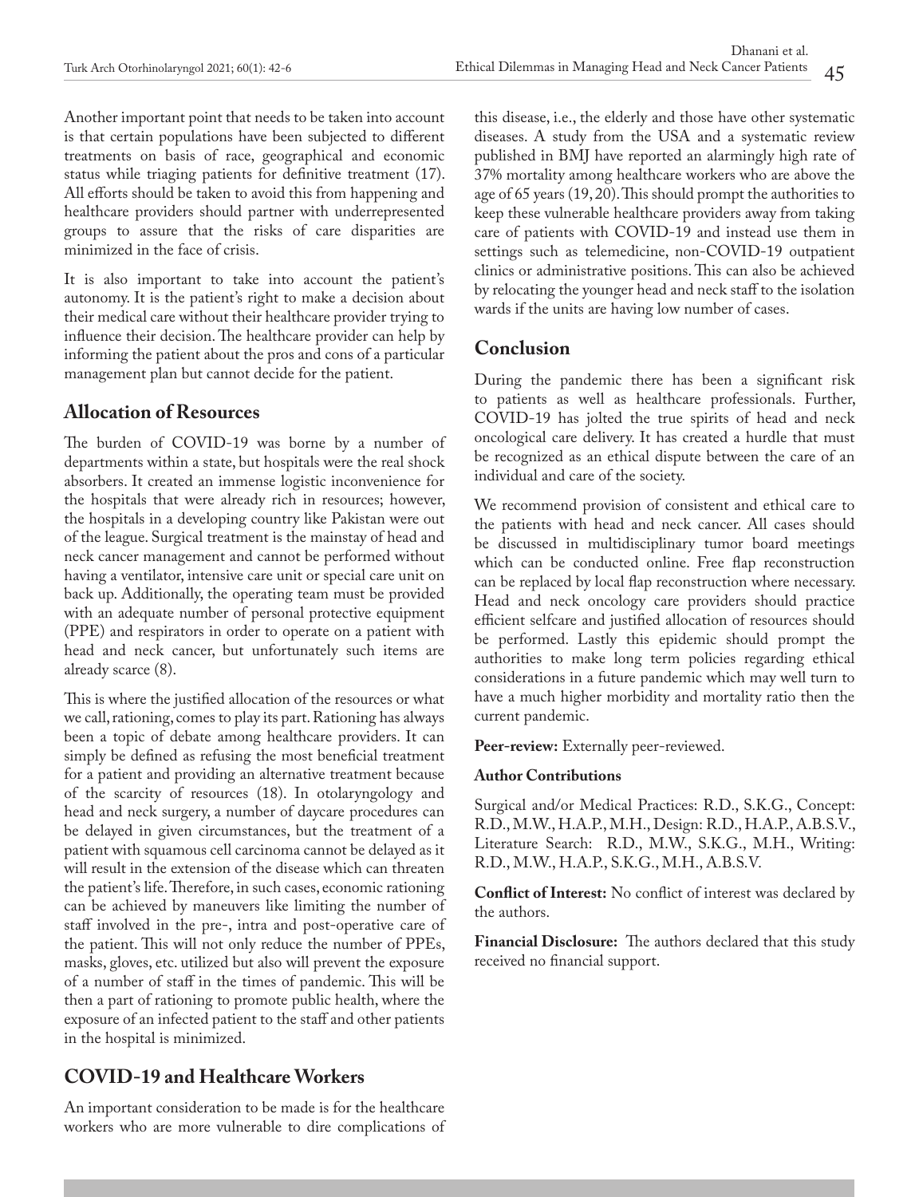Another important point that needs to be taken into account is that certain populations have been subjected to different treatments on basis of race, geographical and economic status while triaging patients for definitive treatment (17). All efforts should be taken to avoid this from happening and healthcare providers should partner with underrepresented groups to assure that the risks of care disparities are minimized in the face of crisis.

It is also important to take into account the patient's autonomy. It is the patient's right to make a decision about their medical care without their healthcare provider trying to influence their decision. The healthcare provider can help by informing the patient about the pros and cons of a particular management plan but cannot decide for the patient.

## Allocation of Resources

The burden of COVID-19 was borne by a number of departments within a state, but hospitals were the real shock absorbers. It created an immense logistic inconvenience for the hospitals that were already rich in resources; however, the hospitals in a developing country like Pakistan were out of the league. Surgical treatment is the mainstay of head and neck cancer management and cannot be performed without having a ventilator, intensive care unit or special care unit on back up. Additionally, the operating team must be provided with an adequate number of personal protective equipment (PPE) and respirators in order to operate on a patient with head and neck cancer, but unfortunately such items are already scarce (8).

This is where the justified allocation of the resources or what we call, rationing, comes to play its part. Rationing has always been a topic of debate among healthcare providers. It can simply be defined as refusing the most beneficial treatment for a patient and providing an alternative treatment because of the scarcity of resources (18). In otolaryngology and head and neck surgery, a number of daycare procedures can be delayed in given circumstances, but the treatment of a patient with squamous cell carcinoma cannot be delayed as it will result in the extension of the disease which can threaten the patient's life. Therefore, in such cases, economic rationing can be achieved by maneuvers like limiting the number of staff involved in the pre-, intra and post-operative care of the patient. This will not only reduce the number of PPEs, masks, gloves, etc. utilized but also will prevent the exposure of a number of staff in the times of pandemic. This will be then a part of rationing to promote public health, where the exposure of an infected patient to the staff and other patients in the hospital is minimized.

## COVID-19 and Healthcare Workers

An important consideration to be made is for the healthcare workers who are more vulnerable to dire complications of this disease, i.e., the elderly and those have other systematic diseases. A study from the USA and a systematic review published in BMJ have reported an alarmingly high rate of 37% mortality among healthcare workers who are above the age of 65 years (19, 20). This should prompt the authorities to keep these vulnerable healthcare providers away from taking care of patients with COVID-19 and instead use them in settings such as telemedicine, non-COVID-19 outpatient clinics or administrative positions. This can also be achieved by relocating the younger head and neck staff to the isolation wards if the units are having low number of cases.

## Conclusion

During the pandemic there has been a significant risk to patients as well as healthcare professionals. Further, COVID-19 has jolted the true spirits of head and neck oncological care delivery. It has created a hurdle that must be recognized as an ethical dispute between the care of an individual and care of the society.

We recommend provision of consistent and ethical care to the patients with head and neck cancer. All cases should be discussed in multidisciplinary tumor board meetings which can be conducted online. Free flap reconstruction can be replaced by local flap reconstruction where necessary. Head and neck oncology care providers should practice efficient selfcare and justified allocation of resources should be performed. Lastly this epidemic should prompt the authorities to make long term policies regarding ethical considerations in a future pandemic which may well turn to have a much higher morbidity and mortality ratio then the current pandemic.

**Peer-review:** Externally peer-reviewed.

**Author Contributions**

Surgical and/or Medical Practices: R.D., S.K.G., Concept: R.D., M.W., H.A.P., M.H., Design: R.D., H.A.P., A.B.S.V., Literature Search: R.D., M.W., S.K.G., M.H., Writing: R.D., M.W., H.A.P., S.K.G., M.H., A.B.S.V.

**Conflict of Interest:** No conflict of interest was declared by the authors.

**Financial Disclosure:** The authors declared that this study received no financial support.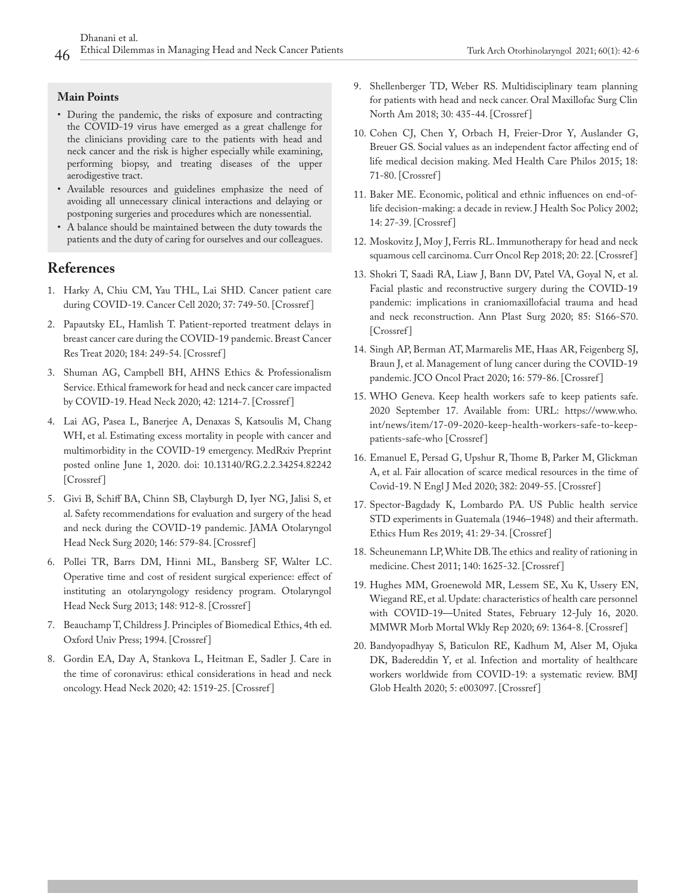**Main Points**

- During the pandemic, the risks of exposure and contracting the COVID-19 virus have emerged as a great challenge for the clinicians providing care to the patients with head and neck cancer and the risk is higher especially while examining, performing biopsy, and treating diseases of the upper aerodigestive tract.
- Available resources and guidelines emphasize the need of avoiding all unnecessary clinical interactions and delaying or postponing surgeries and procedures which are nonessential.
- A balance should be maintained between the duty towards the patients and the duty of caring for ourselves and our colleagues.

## References

1. Harky A, Chiu CM, Yau THL, Lai SHD. Cancer patient care during COVID-19. Cancer Cell 2020; 37: 749-50. [Crossref]
2. Papautsky EL, Hamlish T. Patient-reported treatment delays in breast cancer care during the COVID-19 pandemic. Breast Cancer Res Treat 2020; 184: 249-54. [Crossref]
3. Shuman AG, Campbell BH, AHNS Ethics & Professionalism Service. Ethical framework for head and neck cancer care impacted by COVID-19. Head Neck 2020; 42: 1214-7. [Crossref]
4. Lai AG, Pasea L, Banerjee A, Denaxas S, Katsoulis M, Chang WH, et al. Estimating excess mortality in people with cancer and multimorbidity in the COVID-19 emergency. MedRxiv Preprint posted online June 1, 2020. doi: 10.13140/RG.2.2.34254.82242 [Crossref]
5. Givi B, Schiff BA, Chinn SB, Clayburgh D, Iyer NG, Jalisi S, et al. Safety recommendations for evaluation and surgery of the head and neck during the COVID-19 pandemic. JAMA Otolaryngol Head Neck Surg 2020; 146: 579-84. [Crossref]
6. Pollei TR, Barrs DM, Hinni ML, Bansberg SF, Walter LC. Operative time and cost of resident surgical experience: effect of instituting an otolaryngology residency program. Otolaryngol Head Neck Surg 2013; 148: 912-8. [Crossref]
7. Beauchamp T, Childress J. Principles of Biomedical Ethics, 4th ed. Oxford Univ Press; 1994. [Crossref]
8. Gordin EA, Day A, Stankova L, Heitman E, Sadler J. Care in the time of coronavirus: ethical considerations in head and neck oncology. Head Neck 2020; 42: 1519-25. [Crossref]
9. Shellenberger TD, Weber RS. Multidisciplinary team planning for patients with head and neck cancer. Oral Maxillofac Surg Clin North Am 2018; 30: 435-44. [Crossref]
10. Cohen CJ, Chen Y, Orbach H, Freier-Dror Y, Auslander G, Breuer GS. Social values as an independent factor affecting end of life medical decision making. Med Health Care Philos 2015; 18: 71-80. [Crossref]
11. Baker ME. Economic, political and ethnic influences on end-of-life decision-making: a decade in review. J Health Soc Policy 2002; 14: 27-39. [Crossref]
12. Moskovitz J, Moy J, Ferris RL. Immunotherapy for head and neck squamous cell carcinoma. Curr Oncol Rep 2018; 20: 22. [Crossref]
13. Shokri T, Saadi RA, Liaw J, Bann DV, Patel VA, Goyal N, et al. Facial plastic and reconstructive surgery during the COVID-19 pandemic: implications in craniomaxillofacial trauma and head and neck reconstruction. Ann Plast Surg 2020; 85: S166-S70. [Crossref]
14. Singh AP, Berman AT, Marmarelis ME, Haas AR, Feigenberg SJ, Braun J, et al. Management of lung cancer during the COVID-19 pandemic. JCO Oncol Pract 2020; 16: 579-86. [Crossref]
15. WHO Geneva. Keep health workers safe to keep patients safe. 2020 September 17. Available from: URL: https://www.who.int/news/item/17-09-2020-keep-health-workers-safe-to-keep-patients-safe-who [Crossref]
16. Emanuel E, Persad G, Upshur R, Thome B, Parker M, Glickman A, et al. Fair allocation of scarce medical resources in the time of Covid-19. N Engl J Med 2020; 382: 2049-55. [Crossref]
17. Spector-Bagdady K, Lombardo PA. US Public health service STD experiments in Guatemala (1946–1948) and their aftermath. Ethics Hum Res 2019; 41: 29-34. [Crossref]
18. Scheunemann LP, White DB. The ethics and reality of rationing in medicine. Chest 2011; 140: 1625-32. [Crossref]
19. Hughes MM, Groenewold MR, Lessem SE, Xu K, Ussery EN, Wiegand RE, et al. Update: characteristics of health care personnel with COVID-19—United States, February 12-July 16, 2020. MMWR Morb Mortal Wkly Rep 2020; 69: 1364-8. [Crossref]
20. Bandyopadhyay S, Baticulon RE, Kadhum M, Alser M, Ojuka DK, Badereddin Y, et al. Infection and mortality of healthcare workers worldwide from COVID-19: a systematic review. BMJ Glob Health 2020; 5: e003097. [Crossref]